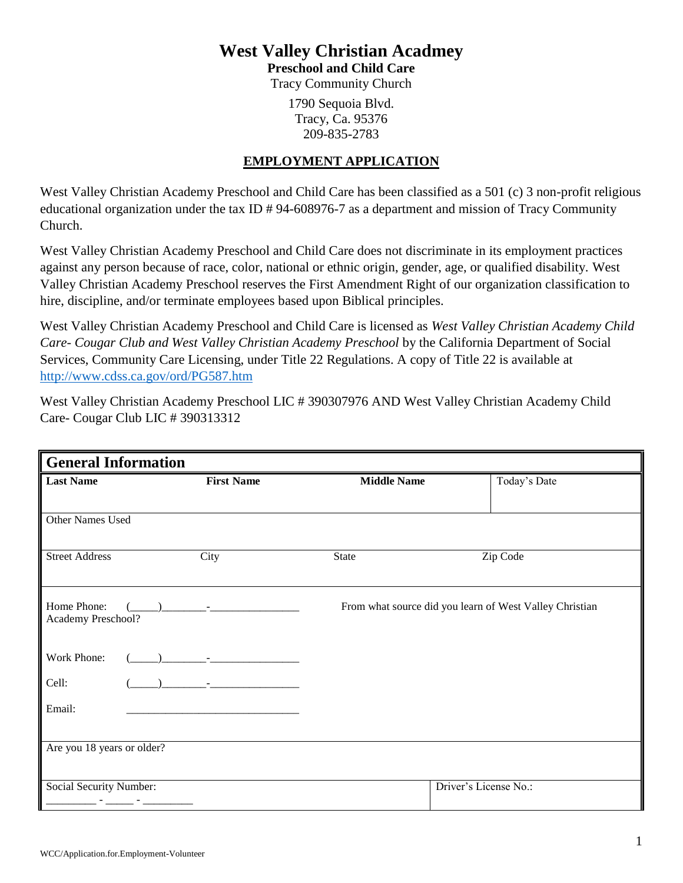# West Valley Christian Acadmey

**Preschool and Child Care**

Tracy Community Church

1790 Sequoia Blvd.
Tracy, Ca. 95376
209-835-2783

## EMPLOYMENT APPLICATION

West Valley Christian Academy Preschool and Child Care has been classified as a 501 (c) 3 non-profit religious educational organization under the tax ID # 94-608976-7 as a department and mission of Tracy Community Church.

West Valley Christian Academy Preschool and Child Care does not discriminate in its employment practices against any person because of race, color, national or ethnic origin, gender, age, or qualified disability. West Valley Christian Academy Preschool reserves the First Amendment Right of our organization classification to hire, discipline, and/or terminate employees based upon Biblical principles.

West Valley Christian Academy Preschool and Child Care is licensed as *West Valley Christian Academy Child Care- Cougar Club and West Valley Christian Academy Preschool* by the California Department of Social Services, Community Care Licensing, under Title 22 Regulations. A copy of Title 22 is available at http://www.cdss.ca.gov/ord/PG587.htm

West Valley Christian Academy Preschool LIC # 390307976 AND West Valley Christian Academy Child Care- Cougar Club LIC # 390313312

| General Information | | | |
|---|---|---|---|
| **Last Name** | **First Name** | **Middle Name** | Today's Date |
| Other Names Used | | | |
| Street Address | City | State | Zip Code |
| Home Phone: (_____)________-________________ | | From what source did you learn of West Valley Christian Academy Preschool? | |
| Work Phone: (_____)________-________________ | | | |
| Cell: (_____)________-________________ | | | |
| Email: ______________________________ | | | |
| Are you 18 years or older? | | | |
| Social Security Number: _________ - _____ - _________ | | Driver's License No.: | |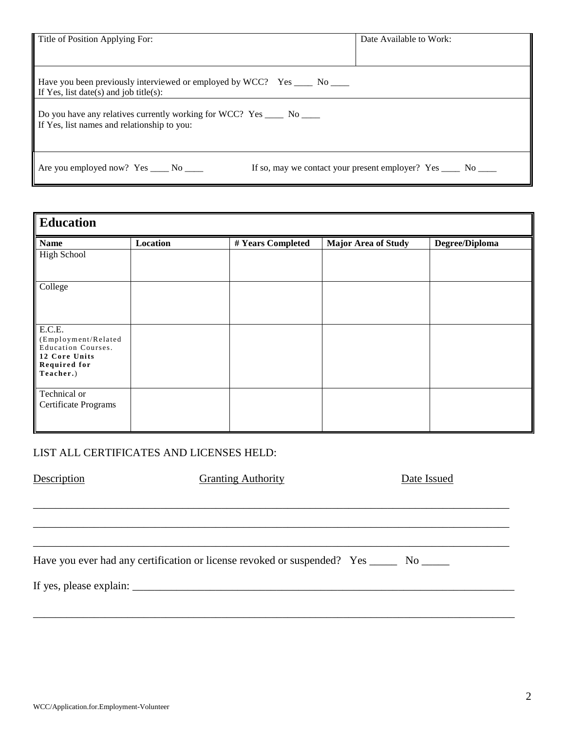| Title of Position Applying For: | Date Available to Work: |
|---|---|
| Have you been previously interviewed or employed by WCC? Yes ____ No ____<br>If Yes, list date(s) and job title(s): | |
| Do you have any relatives currently working for WCC? Yes ____ No ____<br>If Yes, list names and relationship to you: | |
| Are you employed now? Yes ____ No ____ If so, may we contact your present employer? Yes ____ No ____ | |

## Education

| Name | Location | # Years Completed | Major Area of Study | Degree/Diploma |
|---|---|---|---|---|
| High School | | | | |
| College | | | | |
| E.C.E. (Employment/Related Education Courses. **12 Core Units Required for Teacher.**) | | | | |
| Technical or Certificate Programs | | | | |

LIST ALL CERTIFICATES AND LICENSES HELD:

<u>Description</u> <u>Granting Authority</u> <u>Date Issued</u>

_____________________________________________________________________________________

_____________________________________________________________________________________

_____________________________________________________________________________________

Have you ever had any certification or license revoked or suspended? Yes _____ No _____

If yes, please explain: _______________________________________________________________

_____________________________________________________________________________________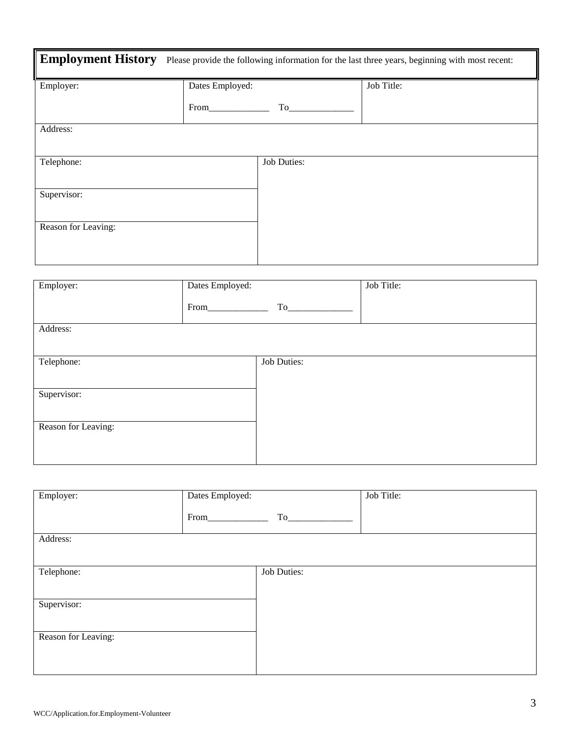## Employment History

Please provide the following information for the last three years, beginning with most recent:

| Employer: | Dates Employed: From\_\_\_\_\_\_\_\_\_\_\_\_\_ To\_\_\_\_\_\_\_\_\_\_\_\_\_\_ | Job Title: |
|---|---|---|
| Address: | | |
| Telephone: | Job Duties: | |
| Supervisor: | | |
| Reason for Leaving: | | |

| Employer: | Dates Employed: From\_\_\_\_\_\_\_\_\_\_\_\_\_ To\_\_\_\_\_\_\_\_\_\_\_\_\_\_ | Job Title: |
|---|---|---|
| Address: | | |
| Telephone: | Job Duties: | |
| Supervisor: | | |
| Reason for Leaving: | | |

| Employer: | Dates Employed: From\_\_\_\_\_\_\_\_\_\_\_\_\_ To\_\_\_\_\_\_\_\_\_\_\_\_\_\_ | Job Title: |
|---|---|---|
| Address: | | |
| Telephone: | Job Duties: | |
| Supervisor: | | |
| Reason for Leaving: | | |

WCC/Application.for.Employment-Volunteer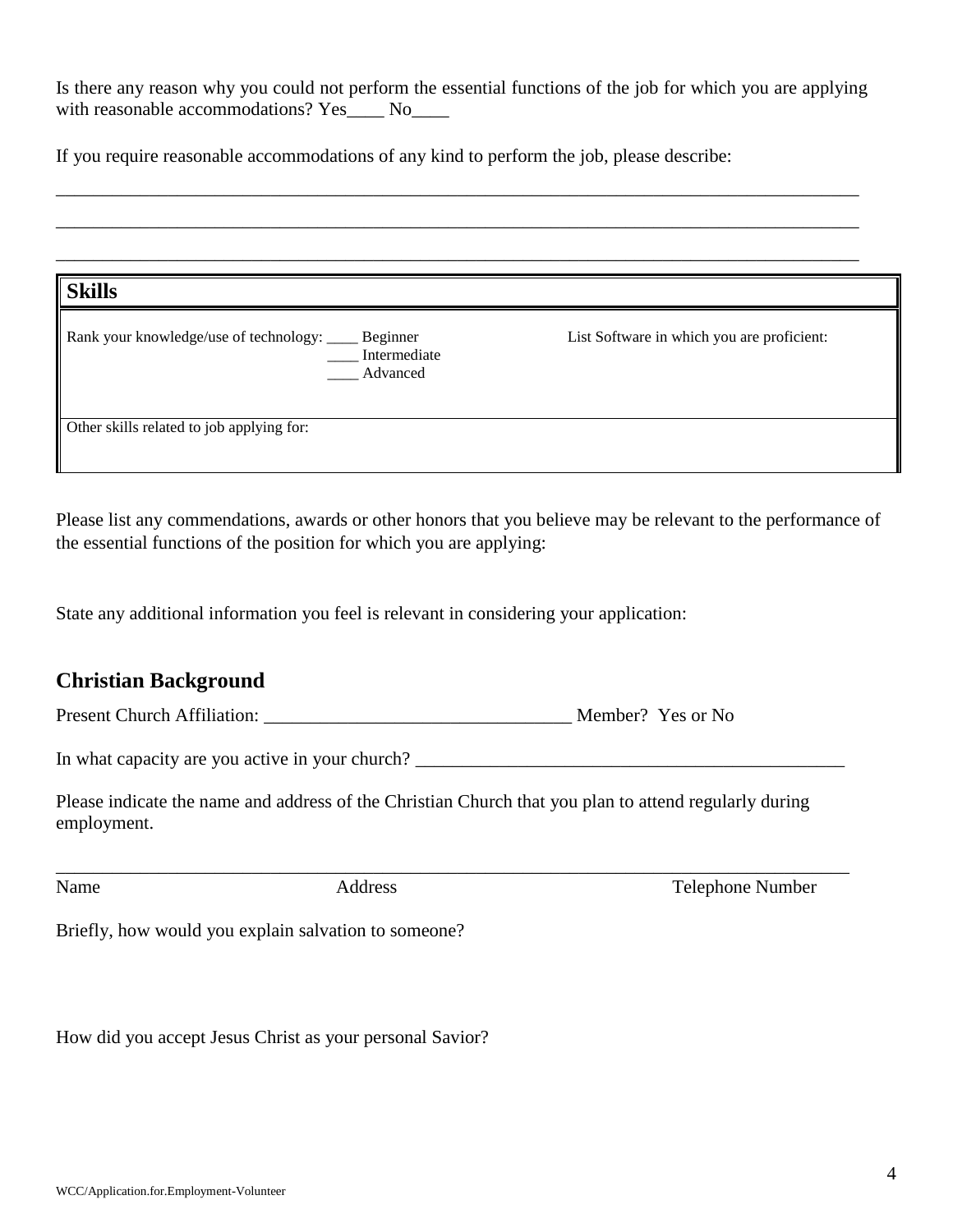Is there any reason why you could not perform the essential functions of the job for which you are applying with reasonable accommodations? Yes____ No____

If you require reasonable accommodations of any kind to perform the job, please describe:

_____________________________________________________________________________________

_____________________________________________________________________________________

_____________________________________________________________________________________

| **Skills** | |
|---|---|
| Rank your knowledge/use of technology: ____ Beginner<br>____ Intermediate<br>____ Advanced | List Software in which you are proficient: |
| Other skills related to job applying for: | |

Please list any commendations, awards or other honors that you believe may be relevant to the performance of the essential functions of the position for which you are applying:

State any additional information you feel is relevant in considering your application:

## Christian Background

Present Church Affiliation: ________________________________ Member? Yes or No

In what capacity are you active in your church? ______________________________________________

Please indicate the name and address of the Christian Church that you plan to attend regularly during employment.

_____________________________________________________________________________________

Name Address Telephone Number

Briefly, how would you explain salvation to someone?

How did you accept Jesus Christ as your personal Savior?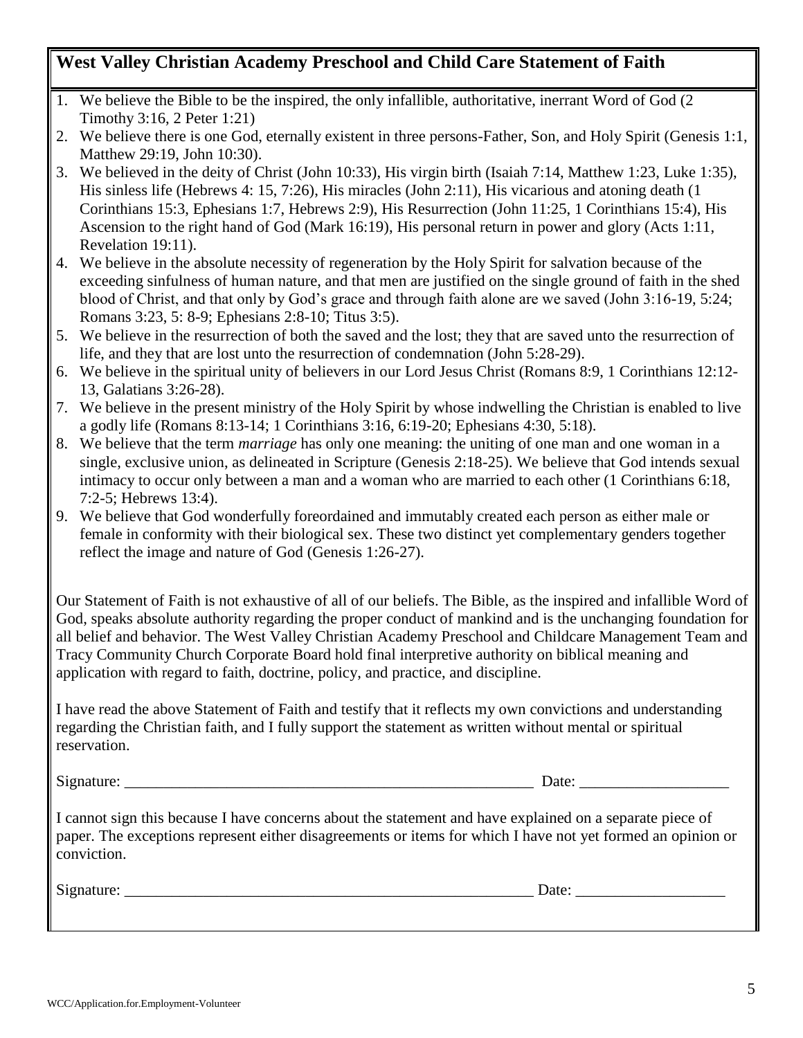## West Valley Christian Academy Preschool and Child Care Statement of Faith

1. We believe the Bible to be the inspired, the only infallible, authoritative, inerrant Word of God (2 Timothy 3:16, 2 Peter 1:21)
2. We believe there is one God, eternally existent in three persons-Father, Son, and Holy Spirit (Genesis 1:1, Matthew 29:19, John 10:30).
3. We believed in the deity of Christ (John 10:33), His virgin birth (Isaiah 7:14, Matthew 1:23, Luke 1:35), His sinless life (Hebrews 4: 15, 7:26), His miracles (John 2:11), His vicarious and atoning death (1 Corinthians 15:3, Ephesians 1:7, Hebrews 2:9), His Resurrection (John 11:25, 1 Corinthians 15:4), His Ascension to the right hand of God (Mark 16:19), His personal return in power and glory (Acts 1:11, Revelation 19:11).
4. We believe in the absolute necessity of regeneration by the Holy Spirit for salvation because of the exceeding sinfulness of human nature, and that men are justified on the single ground of faith in the shed blood of Christ, and that only by God's grace and through faith alone are we saved (John 3:16-19, 5:24; Romans 3:23, 5: 8-9; Ephesians 2:8-10; Titus 3:5).
5. We believe in the resurrection of both the saved and the lost; they that are saved unto the resurrection of life, and they that are lost unto the resurrection of condemnation (John 5:28-29).
6. We believe in the spiritual unity of believers in our Lord Jesus Christ (Romans 8:9, 1 Corinthians 12:12-13, Galatians 3:26-28).
7. We believe in the present ministry of the Holy Spirit by whose indwelling the Christian is enabled to live a godly life (Romans 8:13-14; 1 Corinthians 3:16, 6:19-20; Ephesians 4:30, 5:18).
8. We believe that the term *marriage* has only one meaning: the uniting of one man and one woman in a single, exclusive union, as delineated in Scripture (Genesis 2:18-25). We believe that God intends sexual intimacy to occur only between a man and a woman who are married to each other (1 Corinthians 6:18, 7:2-5; Hebrews 13:4).
9. We believe that God wonderfully foreordained and immutably created each person as either male or female in conformity with their biological sex. These two distinct yet complementary genders together reflect the image and nature of God (Genesis 1:26-27).

Our Statement of Faith is not exhaustive of all of our beliefs. The Bible, as the inspired and infallible Word of God, speaks absolute authority regarding the proper conduct of mankind and is the unchanging foundation for all belief and behavior. The West Valley Christian Academy Preschool and Childcare Management Team and Tracy Community Church Corporate Board hold final interpretive authority on biblical meaning and application with regard to faith, doctrine, policy, and practice, and discipline.

I have read the above Statement of Faith and testify that it reflects my own convictions and understanding regarding the Christian faith, and I fully support the statement as written without mental or spiritual reservation.

Signature: ______________________________________________________ Date: ___________________

I cannot sign this because I have concerns about the statement and have explained on a separate piece of paper. The exceptions represent either disagreements or items for which I have not yet formed an opinion or conviction.

Signature: ______________________________________________________ Date: ___________________

WCC/Application.for.Employment-Volunteer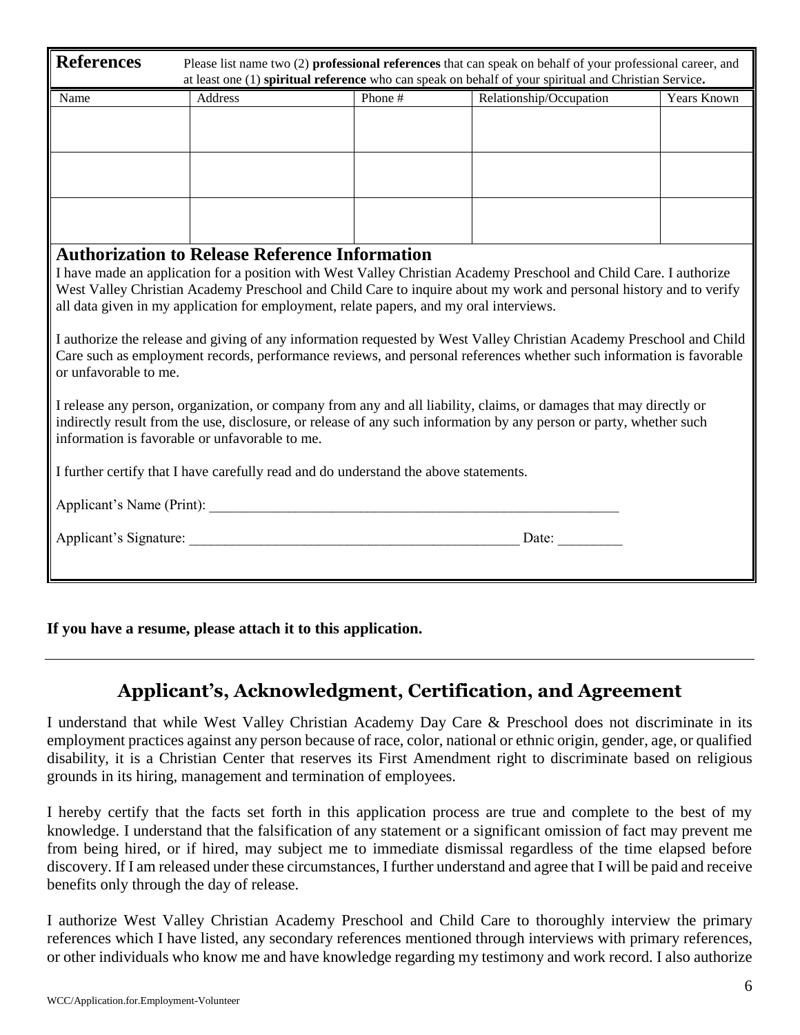## References

Please list name two (2) **professional references** that can speak on behalf of your professional career, and at least one (1) **spiritual reference** who can speak on behalf of your spiritual and Christian Service**.**

| Name | Address | Phone # | Relationship/Occupation | Years Known |
| --- | --- | --- | --- | --- |
| | | | | |
| | | | | |
| | | | | |

## Authorization to Release Reference Information

I have made an application for a position with West Valley Christian Academy Preschool and Child Care. I authorize West Valley Christian Academy Preschool and Child Care to inquire about my work and personal history and to verify all data given in my application for employment, relate papers, and my oral interviews.

I authorize the release and giving of any information requested by West Valley Christian Academy Preschool and Child Care such as employment records, performance reviews, and personal references whether such information is favorable or unfavorable to me.

I release any person, organization, or company from any and all liability, claims, or damages that may directly or indirectly result from the use, disclosure, or release of any such information by any person or party, whether such information is favorable or unfavorable to me.

I further certify that I have carefully read and do understand the above statements.

Applicant's Name (Print): ___________________________________________________________

Applicant's Signature: _______________________________________________ Date: _________

**If you have a resume, please attach it to this application.**

---

## Applicant's, Acknowledgment, Certification, and Agreement

I understand that while West Valley Christian Academy Day Care & Preschool does not discriminate in its employment practices against any person because of race, color, national or ethnic origin, gender, age, or qualified disability, it is a Christian Center that reserves its First Amendment right to discriminate based on religious grounds in its hiring, management and termination of employees.

I hereby certify that the facts set forth in this application process are true and complete to the best of my knowledge. I understand that the falsification of any statement or a significant omission of fact may prevent me from being hired, or if hired, may subject me to immediate dismissal regardless of the time elapsed before discovery. If I am released under these circumstances, I further understand and agree that I will be paid and receive benefits only through the day of release.

I authorize West Valley Christian Academy Preschool and Child Care to thoroughly interview the primary references which I have listed, any secondary references mentioned through interviews with primary references, or other individuals who know me and have knowledge regarding my testimony and work record. I also authorize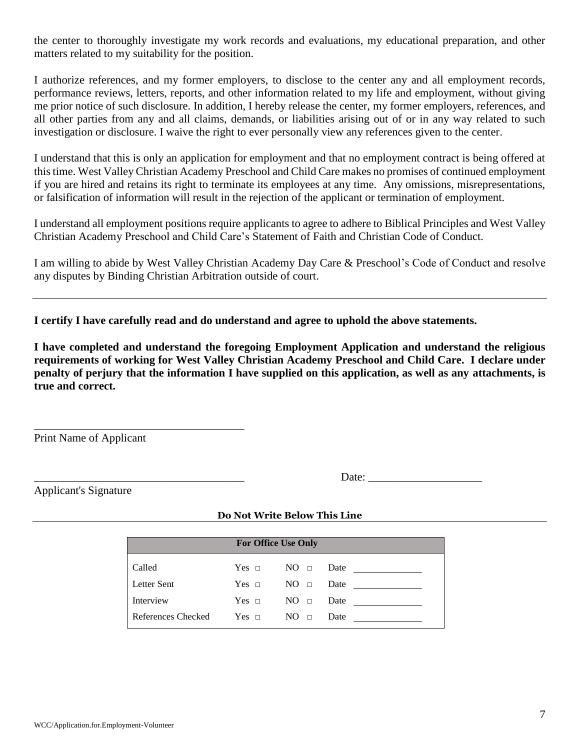the center to thoroughly investigate my work records and evaluations, my educational preparation, and other matters related to my suitability for the position.

I authorize references, and my former employers, to disclose to the center any and all employment records, performance reviews, letters, reports, and other information related to my life and employment, without giving me prior notice of such disclosure. In addition, I hereby release the center, my former employers, references, and all other parties from any and all claims, demands, or liabilities arising out of or in any way related to such investigation or disclosure. I waive the right to ever personally view any references given to the center.

I understand that this is only an application for employment and that no employment contract is being offered at this time. West Valley Christian Academy Preschool and Child Care makes no promises of continued employment if you are hired and retains its right to terminate its employees at any time. Any omissions, misrepresentations, or falsification of information will result in the rejection of the applicant or termination of employment.

I understand all employment positions require applicants to agree to adhere to Biblical Principles and West Valley Christian Academy Preschool and Child Care's Statement of Faith and Christian Code of Conduct.

I am willing to abide by West Valley Christian Academy Day Care & Preschool's Code of Conduct and resolve any disputes by Binding Christian Arbitration outside of court.

---

**I certify I have carefully read and do understand and agree to uphold the above statements.**

**I have completed and understand the foregoing Employment Application and understand the religious requirements of working for West Valley Christian Academy Preschool and Child Care. I declare under penalty of perjury that the information I have supplied on this application, as well as any attachments, is true and correct.**

______________________________________
Print Name of Applicant

______________________________________ Date: ____________________
Applicant's Signature

**Do Not Write Below This Line**

| For Office Use Only | | | |
|---|---|---|---|
| Called | Yes □ | NO □ | Date ______________ |
| Letter Sent | Yes □ | NO □ | Date ______________ |
| Interview | Yes □ | NO □ | Date ______________ |
| References Checked | Yes □ | NO □ | Date ______________ |

WCC/Application.for.Employment-Volunteer